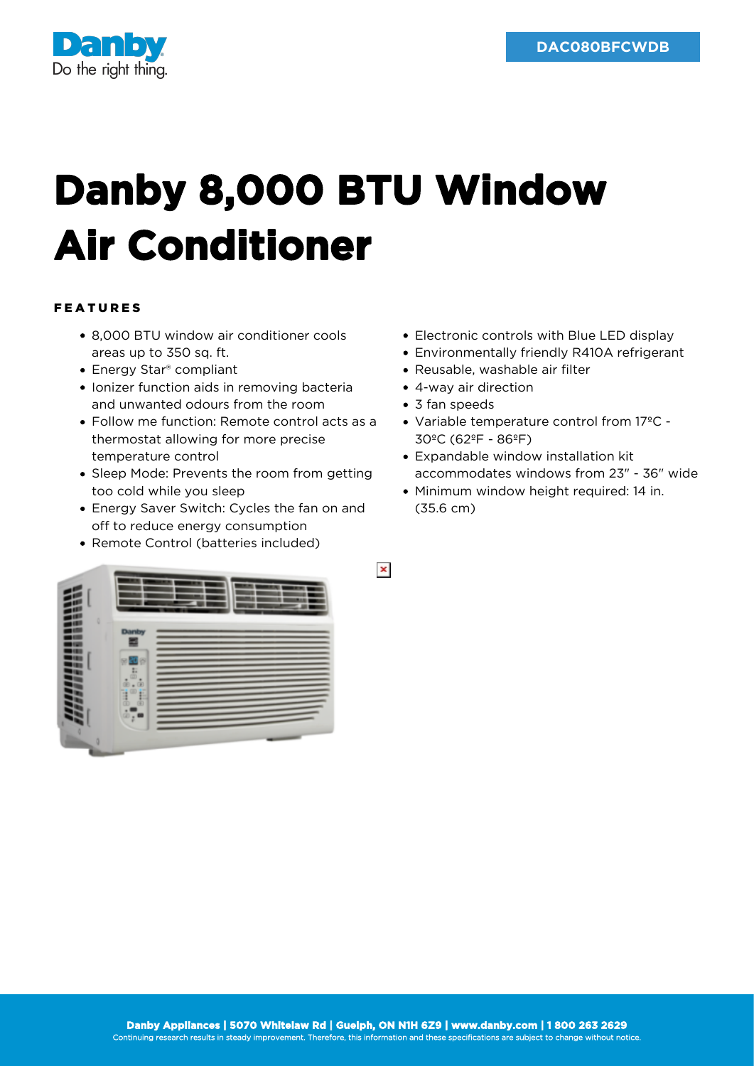DAC080BFCWDB

# Danby 8,000 BTU Window Air Conditioner

## FEATURES

- 8,000 BTU window air conditioner cools areas up to 350 sq. ft.
- Energy Star® compliant
- Ionizer function aids in removing bacteria and unwanted odours from the room
- Follow me function: Remote control acts as a thermostat allowing for more precise temperature control
- Sleep Mode: Prevents the room from getting too cold while you sleep
- Energy Saver Switch: Cycles the fan on and off to reduce energy consumption
- Remote Control (batteries included)
- Electronic controls with Blue LED display
- Environmentally friendly R410A refrigerant
- Reusable, washable air filter
- 4-way air direction
- 3 fan speeds
- Variable temperature control from 17ºC - 30ºC (62ºF - 86ºF)
- Expandable window installation kit accommodates windows from 23" - 36" wide
- Minimum window height required: 14 in. (35.6 cm)

**Danby Appliances | 5070 Whitelaw Rd | Guelph, ON N1H 6Z9 | www.danby.com | 1 800 263 2629**

Continuing research results in steady improvement. Therefore, this information and these specifications are subject to change without notice.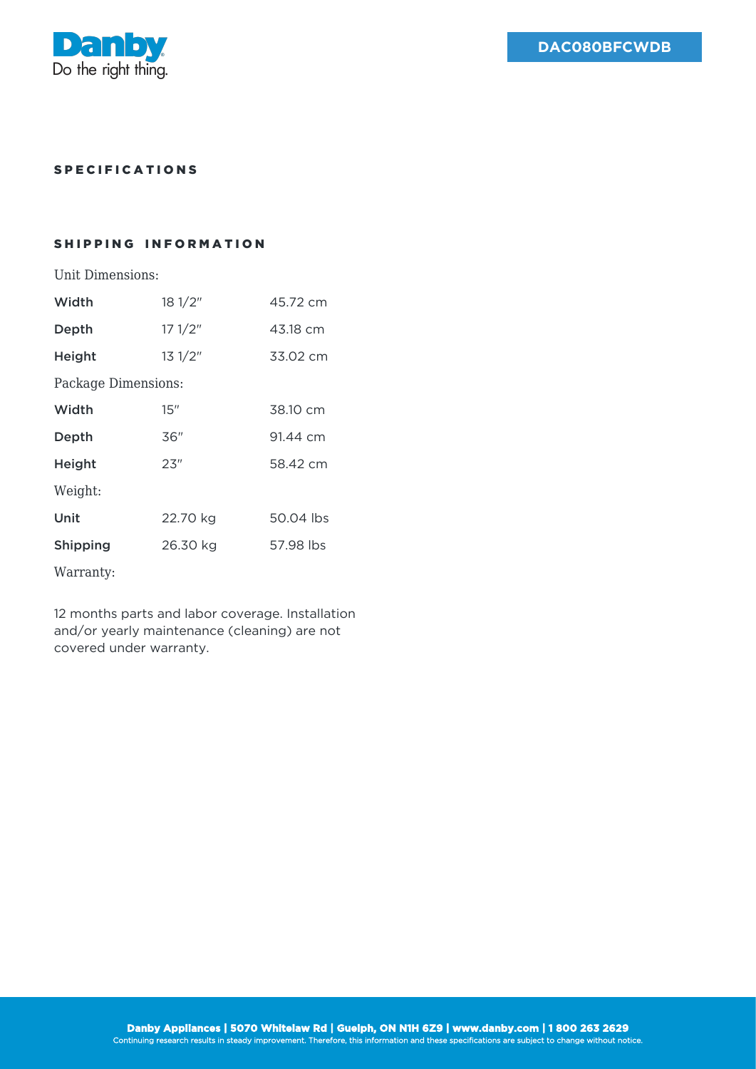**DAC080BFCWDB**

## SPECIFICATIONS

### SHIPPING INFORMATION

| | | |
|---|---|---|
| Unit Dimensions: | | |
| **Width** | 18 1/2″ | 45.72 cm |
| **Depth** | 17 1/2″ | 43.18 cm |
| **Height** | 13 1/2″ | 33.02 cm |
| Package Dimensions: | | |
| **Width** | 15″ | 38.10 cm |
| **Depth** | 36″ | 91.44 cm |
| **Height** | 23″ | 58.42 cm |
| Weight: | | |
| **Unit** | 22.70 kg | 50.04 lbs |
| **Shipping** | 26.30 kg | 57.98 lbs |

Warranty:

12 months parts and labor coverage. Installation and/or yearly maintenance (cleaning) are not covered under warranty.

**Danby Appliances | 5070 Whitelaw Rd | Guelph, ON N1H 6Z9 | www.danby.com | 1 800 263 2629**
Continuing research results in steady improvement. Therefore, this information and these specifications are subject to change without notice.